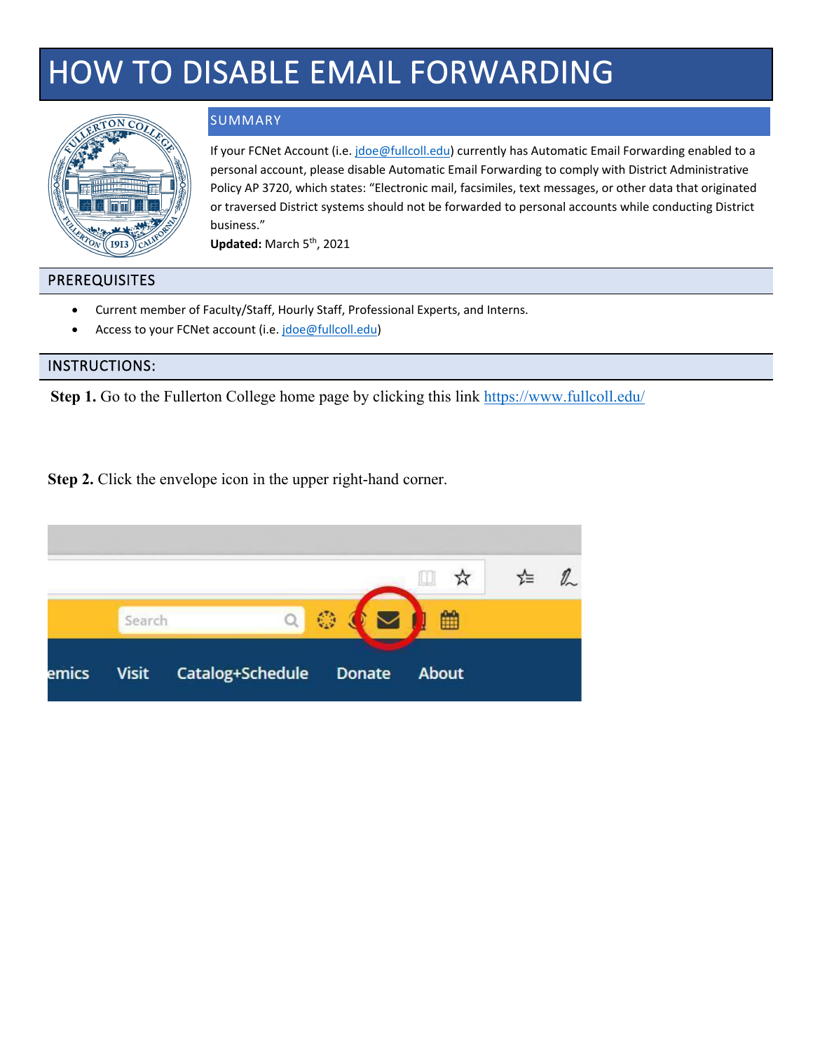# HOW TO DISABLE EMAIL FORWARDING

## SUMMARY

If your FCNet Account (i.e. jdoe@fullcoll.edu) currently has Automatic Email Forwarding enabled to a personal account, please disable Automatic Email Forwarding to comply with District Administrative Policy AP 3720, which states: "Electronic mail, facsimiles, text messages, or other data that originated or traversed District systems should not be forwarded to personal accounts while conducting District business."

**Updated:** March 5th, 2021

## PREREQUISITES

- Current member of Faculty/Staff, Hourly Staff, Professional Experts, and Interns.
- Access to your FCNet account (i.e. jdoe@fullcoll.edu)

## INSTRUCTIONS:

**Step 1.** Go to the Fullerton College home page by clicking this link https://www.fullcoll.edu/

**Step 2.** Click the envelope icon in the upper right-hand corner.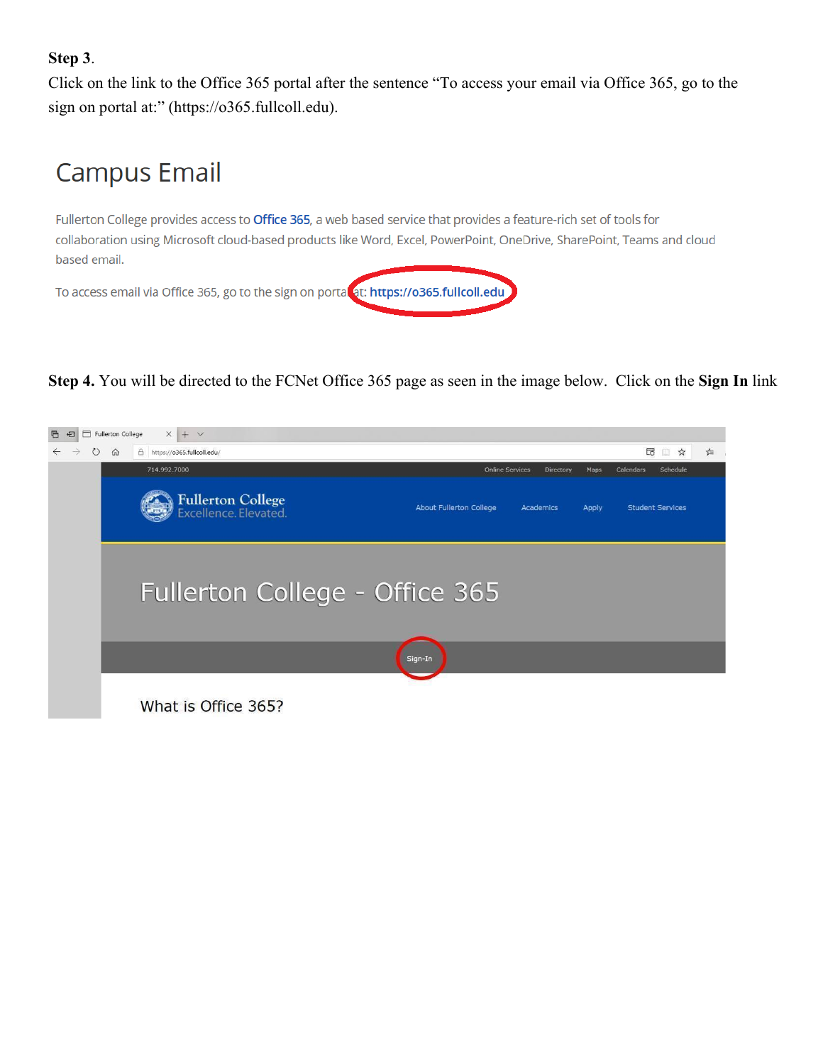**Step 3**.
Click on the link to the Office 365 portal after the sentence "To access your email via Office 365, go to the sign on portal at:" (https://o365.fullcoll.edu).

## Campus Email

Fullerton College provides access to Office 365, a web based service that provides a feature-rich set of tools for collaboration using Microsoft cloud-based products like Word, Excel, PowerPoint, OneDrive, SharePoint, Teams and cloud based email.

To access email via Office 365, go to the sign on portal at: https://o365.fullcoll.edu

**Step 4.** You will be directed to the FCNet Office 365 page as seen in the image below. Click on the **Sign In** link

714.992.7000 Online Services Directory Maps Calendars Schedule

Fullerton College
Excellence. Elevated.

About Fullerton College Academics Apply Student Services

Fullerton College - Office 365

Sign-In

What is Office 365?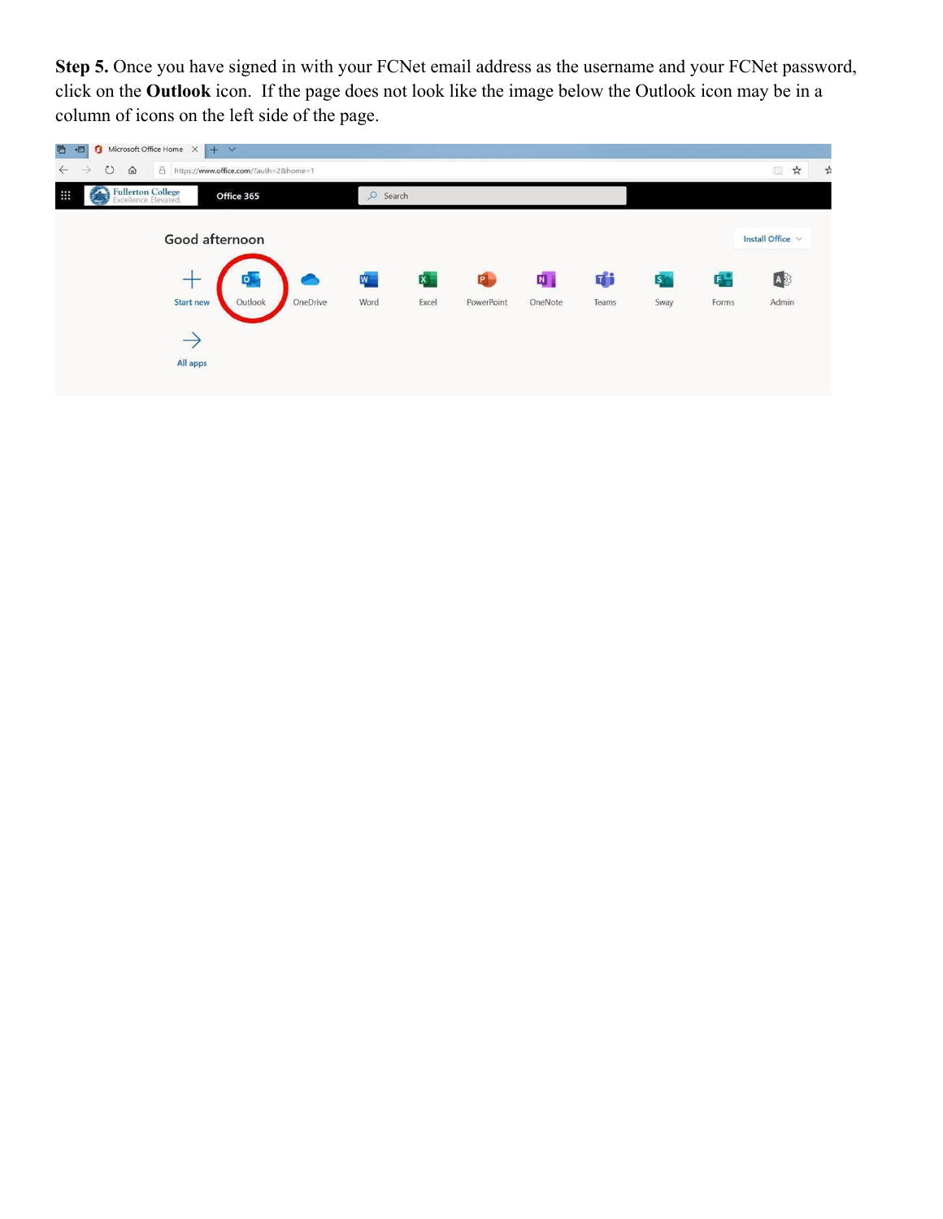**Step 5.** Once you have signed in with your FCNet email address as the username and your FCNet password, click on the **Outlook** icon. If the page does not look like the image below the Outlook icon may be in a column of icons on the left side of the page.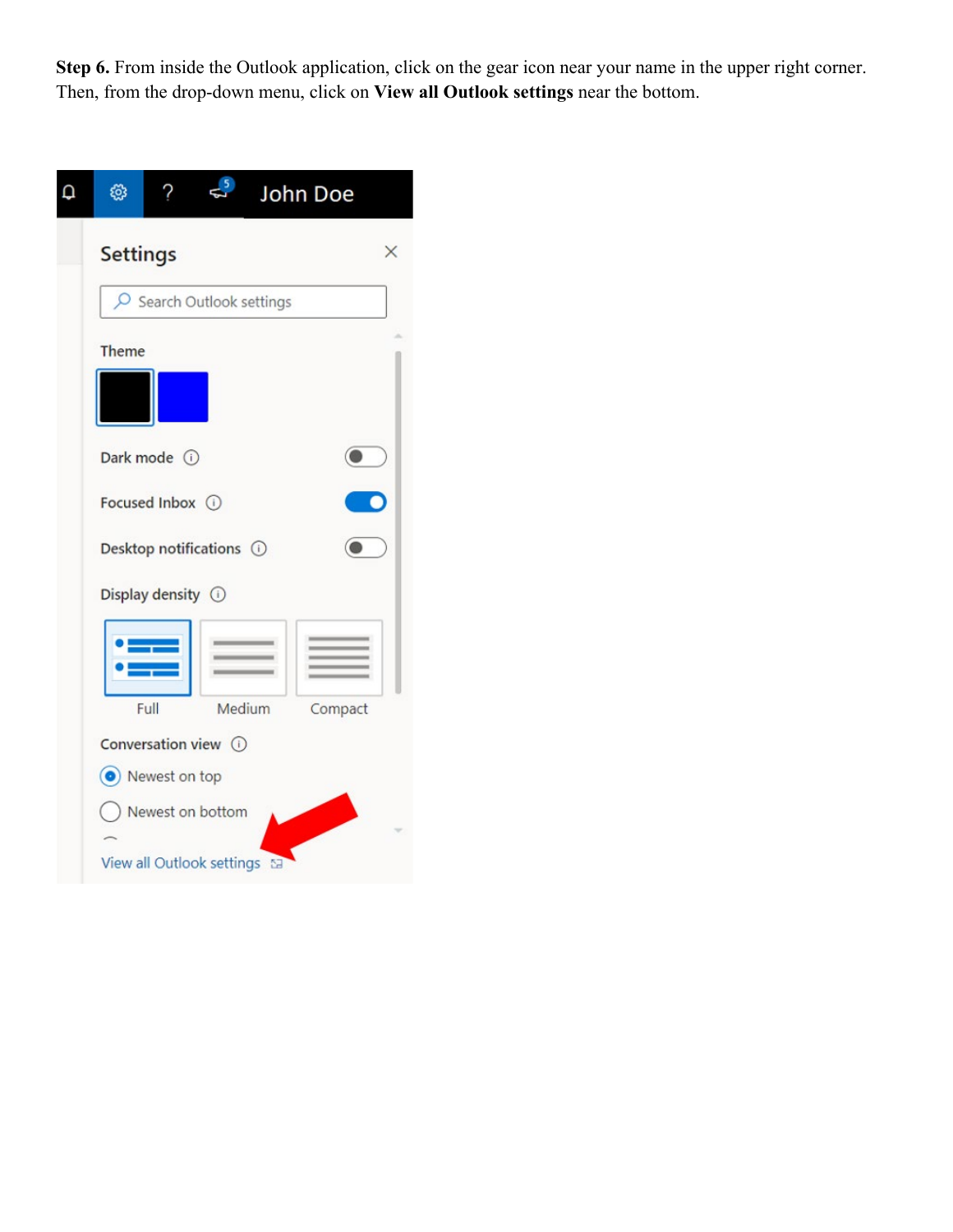**Step 6.** From inside the Outlook application, click on the gear icon near your name in the upper right corner. Then, from the drop-down menu, click on **View all Outlook settings** near the bottom.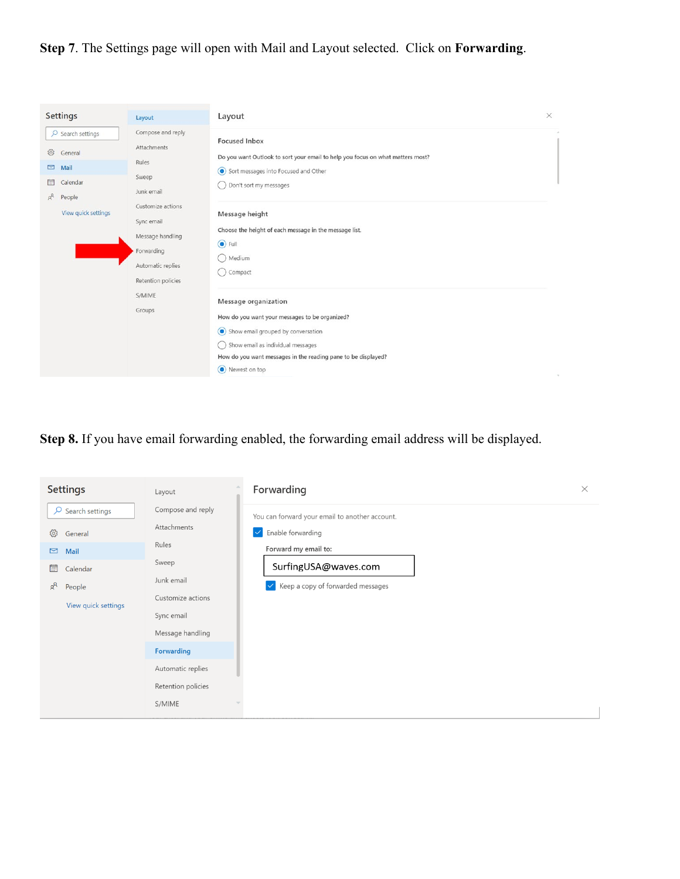**Step 7**. The Settings page will open with Mail and Layout selected. Click on **Forwarding**.

**Step 8.** If you have email forwarding enabled, the forwarding email address will be displayed.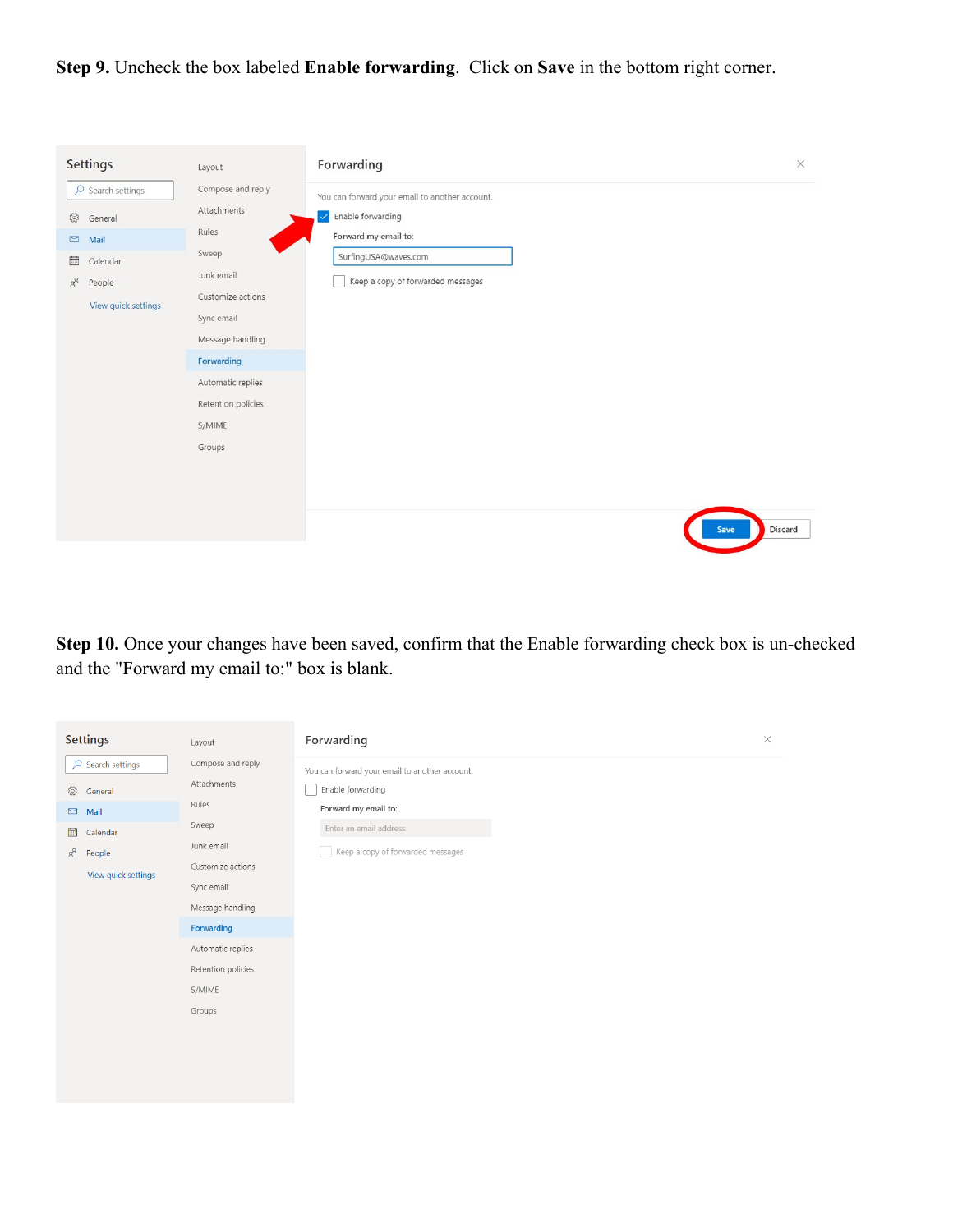**Step 9.** Uncheck the box labeled **Enable forwarding**. Click on **Save** in the bottom right corner.

**Step 10.** Once your changes have been saved, confirm that the Enable forwarding check box is un-checked and the "Forward my email to:" box is blank.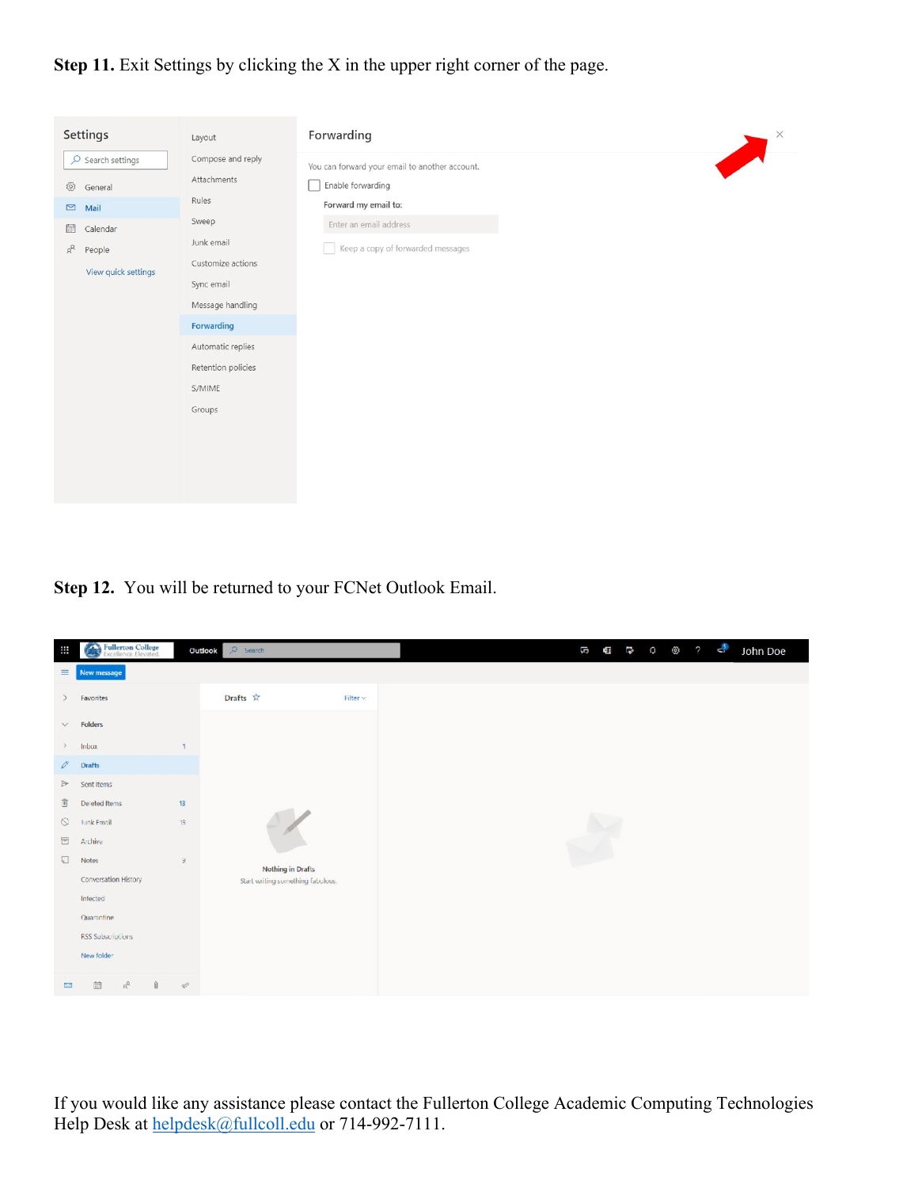**Step 11.** Exit Settings by clicking the X in the upper right corner of the page.

**Step 12.** You will be returned to your FCNet Outlook Email.

If you would like any assistance please contact the Fullerton College Academic Computing Technologies Help Desk at helpdesk@fullcoll.edu or 714-992-7111.